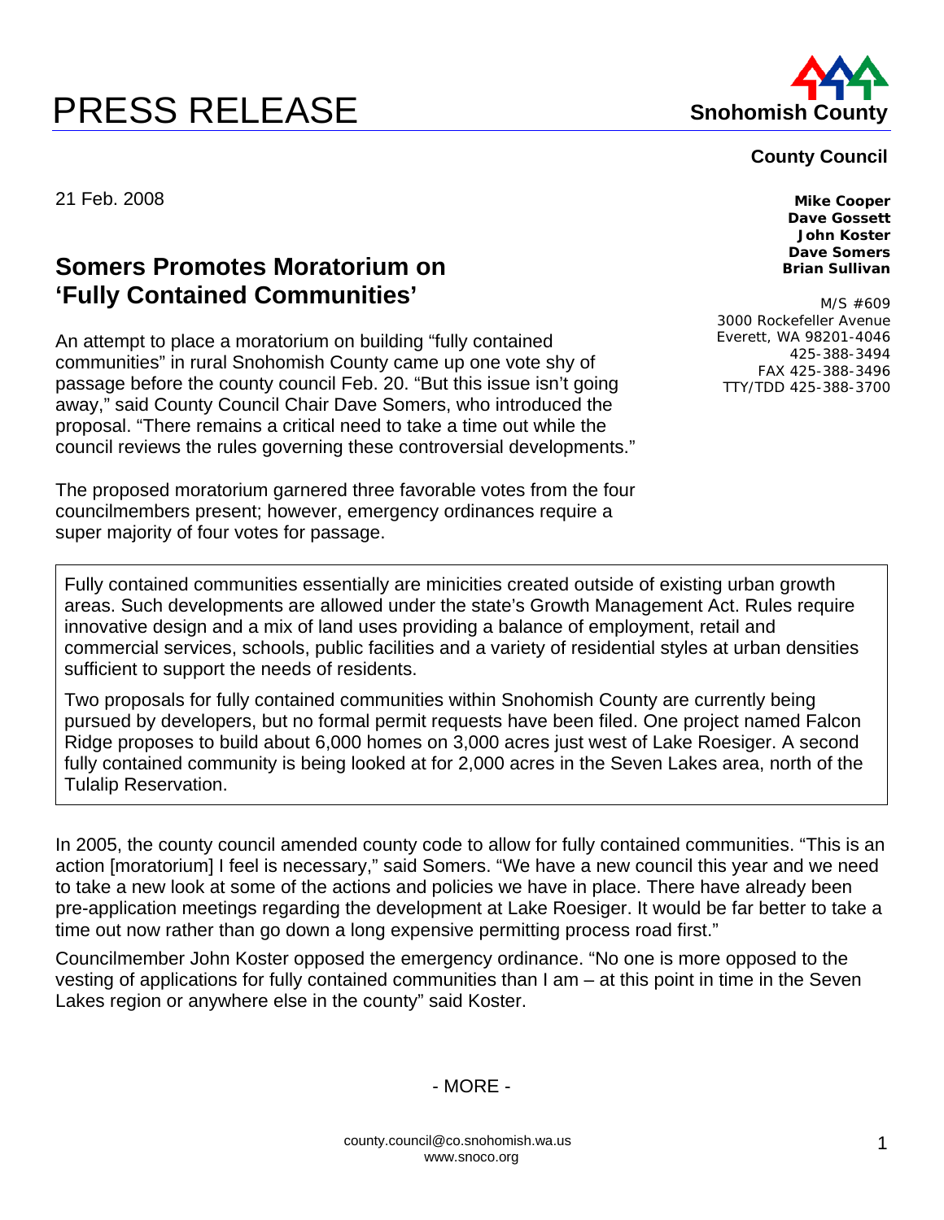# PRESS RELEASE

**Snohomish County**

**County Council**

**Mike Cooper**
**Dave Gossett**
**John Koster**
**Dave Somers**
**Brian Sullivan**

M/S #609
3000 Rockefeller Avenue
Everett, WA 98201-4046
425-388-3494
FAX 425-388-3496
TTY/TDD 425-388-3700

21 Feb. 2008

## Somers Promotes Moratorium on 'Fully Contained Communities'

An attempt to place a moratorium on building "fully contained communities" in rural Snohomish County came up one vote shy of passage before the county council Feb. 20. "But this issue isn't going away," said County Council Chair Dave Somers, who introduced the proposal. "There remains a critical need to take a time out while the council reviews the rules governing these controversial developments."

The proposed moratorium garnered three favorable votes from the four councilmembers present; however, emergency ordinances require a super majority of four votes for passage.

> Fully contained communities essentially are minicities created outside of existing urban growth areas. Such developments are allowed under the state's Growth Management Act. Rules require innovative design and a mix of land uses providing a balance of employment, retail and commercial services, schools, public facilities and a variety of residential styles at urban densities sufficient to support the needs of residents.
>
> Two proposals for fully contained communities within Snohomish County are currently being pursued by developers, but no formal permit requests have been filed. One project named Falcon Ridge proposes to build about 6,000 homes on 3,000 acres just west of Lake Roesiger. A second fully contained community is being looked at for 2,000 acres in the Seven Lakes area, north of the Tulalip Reservation.

In 2005, the county council amended county code to allow for fully contained communities. "This is an action [moratorium] I feel is necessary," said Somers. "We have a new council this year and we need to take a new look at some of the actions and policies we have in place. There have already been pre-application meetings regarding the development at Lake Roesiger. It would be far better to take a time out now rather than go down a long expensive permitting process road first."

Councilmember John Koster opposed the emergency ordinance. "No one is more opposed to the vesting of applications for fully contained communities than I am – at this point in time in the Seven Lakes region or anywhere else in the county" said Koster.

- MORE -

county.council@co.snohomish.wa.us
www.snoco.org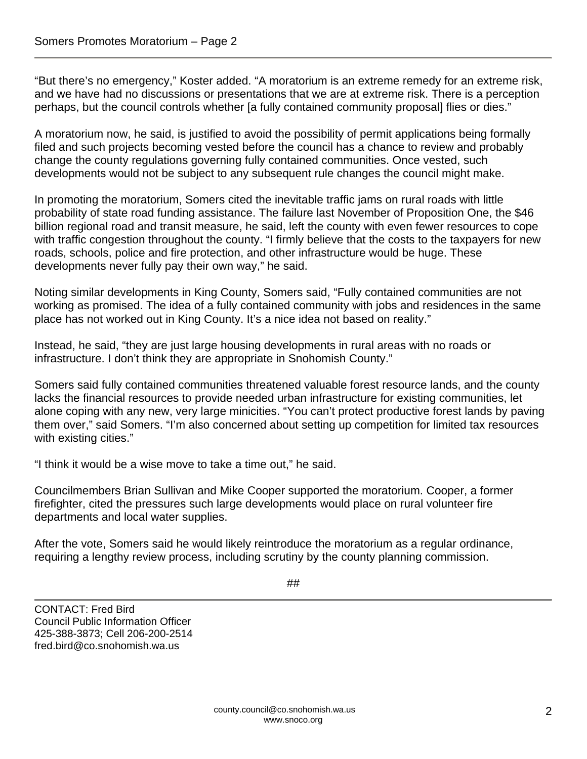"But there's no emergency," Koster added. "A moratorium is an extreme remedy for an extreme risk, and we have had no discussions or presentations that we are at extreme risk. There is a perception perhaps, but the council controls whether [a fully contained community proposal] flies or dies."

A moratorium now, he said, is justified to avoid the possibility of permit applications being formally filed and such projects becoming vested before the council has a chance to review and probably change the county regulations governing fully contained communities. Once vested, such developments would not be subject to any subsequent rule changes the council might make.

In promoting the moratorium, Somers cited the inevitable traffic jams on rural roads with little probability of state road funding assistance. The failure last November of Proposition One, the $46 billion regional road and transit measure, he said, left the county with even fewer resources to cope with traffic congestion throughout the county. "I firmly believe that the costs to the taxpayers for new roads, schools, police and fire protection, and other infrastructure would be huge. These developments never fully pay their own way," he said.

Noting similar developments in King County, Somers said, "Fully contained communities are not working as promised. The idea of a fully contained community with jobs and residences in the same place has not worked out in King County. It's a nice idea not based on reality."

Instead, he said, "they are just large housing developments in rural areas with no roads or infrastructure. I don't think they are appropriate in Snohomish County."

Somers said fully contained communities threatened valuable forest resource lands, and the county lacks the financial resources to provide needed urban infrastructure for existing communities, let alone coping with any new, very large minicities. "You can't protect productive forest lands by paving them over," said Somers. "I'm also concerned about setting up competition for limited tax resources with existing cities."

"I think it would be a wise move to take a time out," he said.

Councilmembers Brian Sullivan and Mike Cooper supported the moratorium. Cooper, a former firefighter, cited the pressures such large developments would place on rural volunteer fire departments and local water supplies.

After the vote, Somers said he would likely reintroduce the moratorium as a regular ordinance, requiring a lengthy review process, including scrutiny by the county planning commission.

##

CONTACT: Fred Bird
Council Public Information Officer
425-388-3873; Cell 206-200-2514
fred.bird@co.snohomish.wa.us

county.council@co.snohomish.wa.us
www.snoco.org